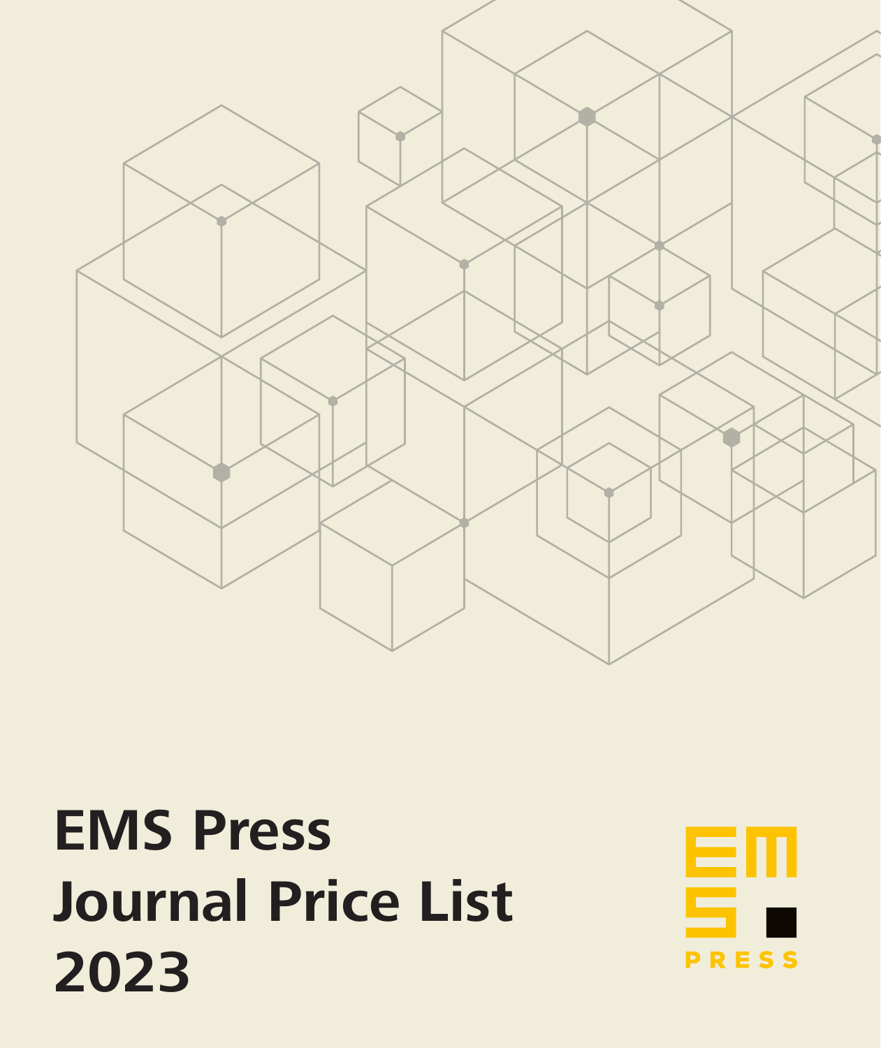# EMS Press
# Journal Price List
# 2023

EMS PRESS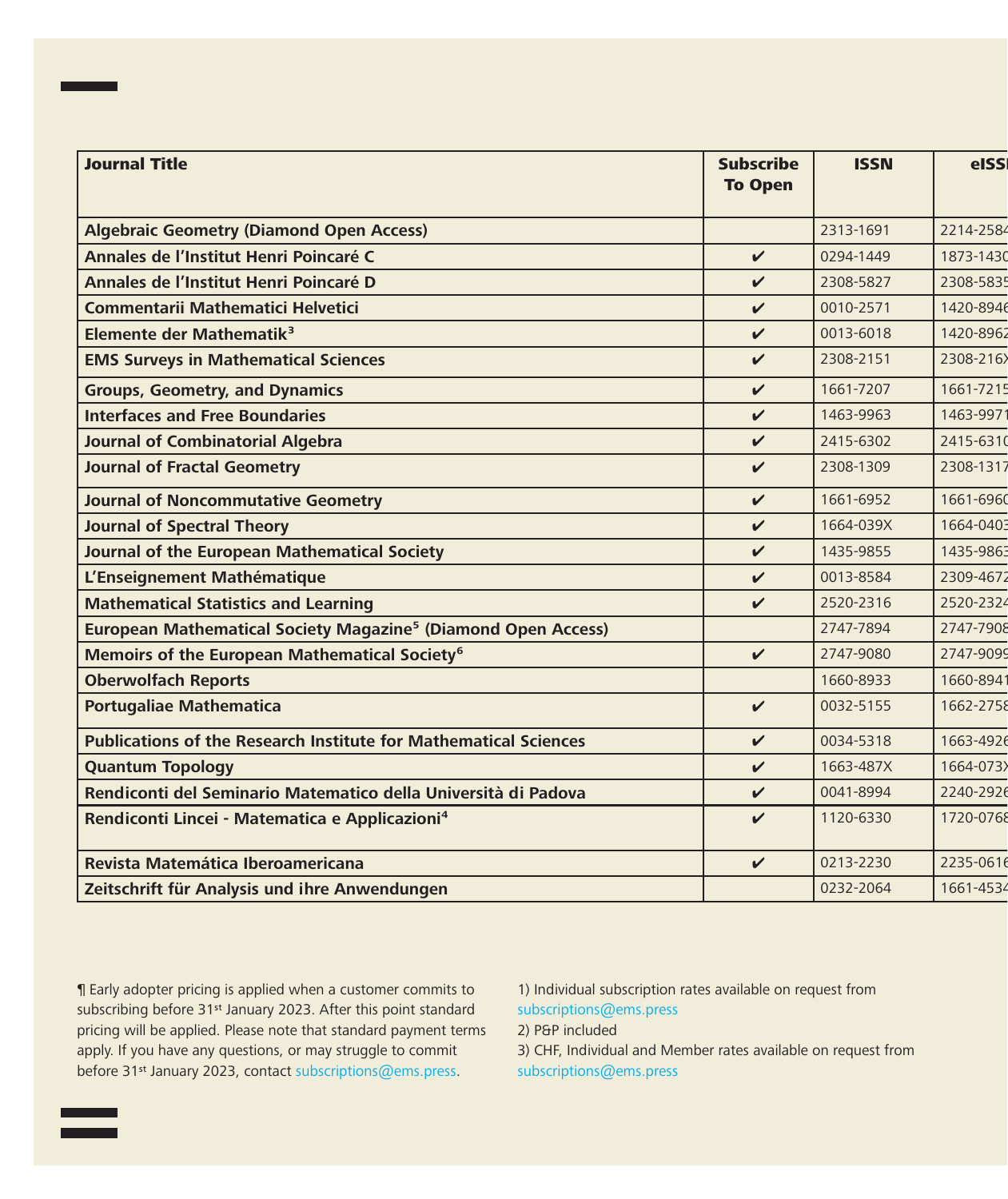| Journal Title | Subscribe To Open | ISSN | eISSN |
|---|---|---|---|
| **Algebraic Geometry (Diamond Open Access)** | | 2313-1691 | 2214-2584 |
| **Annales de l'Institut Henri Poincaré C** | ✔ | 0294-1449 | 1873-1430 |
| **Annales de l'Institut Henri Poincaré D** | ✔ | 2308-5827 | 2308-5835 |
| **Commentarii Mathematici Helvetici** | ✔ | 0010-2571 | 1420-8946 |
| **Elemente der Mathematik[3]** | ✔ | 0013-6018 | 1420-8962 |
| **EMS Surveys in Mathematical Sciences** | ✔ | 2308-2151 | 2308-216X |
| **Groups, Geometry, and Dynamics** | ✔ | 1661-7207 | 1661-7215 |
| **Interfaces and Free Boundaries** | ✔ | 1463-9963 | 1463-9971 |
| **Journal of Combinatorial Algebra** | ✔ | 2415-6302 | 2415-6310 |
| **Journal of Fractal Geometry** | ✔ | 2308-1309 | 2308-1317 |
| **Journal of Noncommutative Geometry** | ✔ | 1661-6952 | 1661-6960 |
| **Journal of Spectral Theory** | ✔ | 1664-039X | 1664-0403 |
| **Journal of the European Mathematical Society** | ✔ | 1435-9855 | 1435-9863 |
| **L'Enseignement Mathématique** | ✔ | 0013-8584 | 2309-4672 |
| **Mathematical Statistics and Learning** | ✔ | 2520-2316 | 2520-2324 |
| **European Mathematical Society Magazine[5] (Diamond Open Access)** | | 2747-7894 | 2747-7908 |
| **Memoirs of the European Mathematical Society[6]** | ✔ | 2747-9080 | 2747-9099 |
| **Oberwolfach Reports** | | 1660-8933 | 1660-8941 |
| **Portugaliae Mathematica** | ✔ | 0032-5155 | 1662-2758 |
| **Publications of the Research Institute for Mathematical Sciences** | ✔ | 0034-5318 | 1663-4926 |
| **Quantum Topology** | ✔ | 1663-487X | 1664-073X |
| **Rendiconti del Seminario Matematico della Università di Padova** | ✔ | 0041-8994 | 2240-2926 |
| **Rendiconti Lincei - Matematica e Applicazioni[4]** | ✔ | 1120-6330 | 1720-0768 |
| **Revista Matemática Iberoamericana** | ✔ | 0213-2230 | 2235-0616 |
| **Zeitschrift für Analysis und ihre Anwendungen** | | 0232-2064 | 1661-4534 |

¶ Early adopter pricing is applied when a customer commits to subscribing before 31st January 2023. After this point standard pricing will be applied. Please note that standard payment terms apply. If you have any questions, or may struggle to commit before 31st January 2023, contact subscriptions@ems.press.

1) Individual subscription rates available on request from subscriptions@ems.press
2) P&P included
3) CHF, Individual and Member rates available on request from subscriptions@ems.press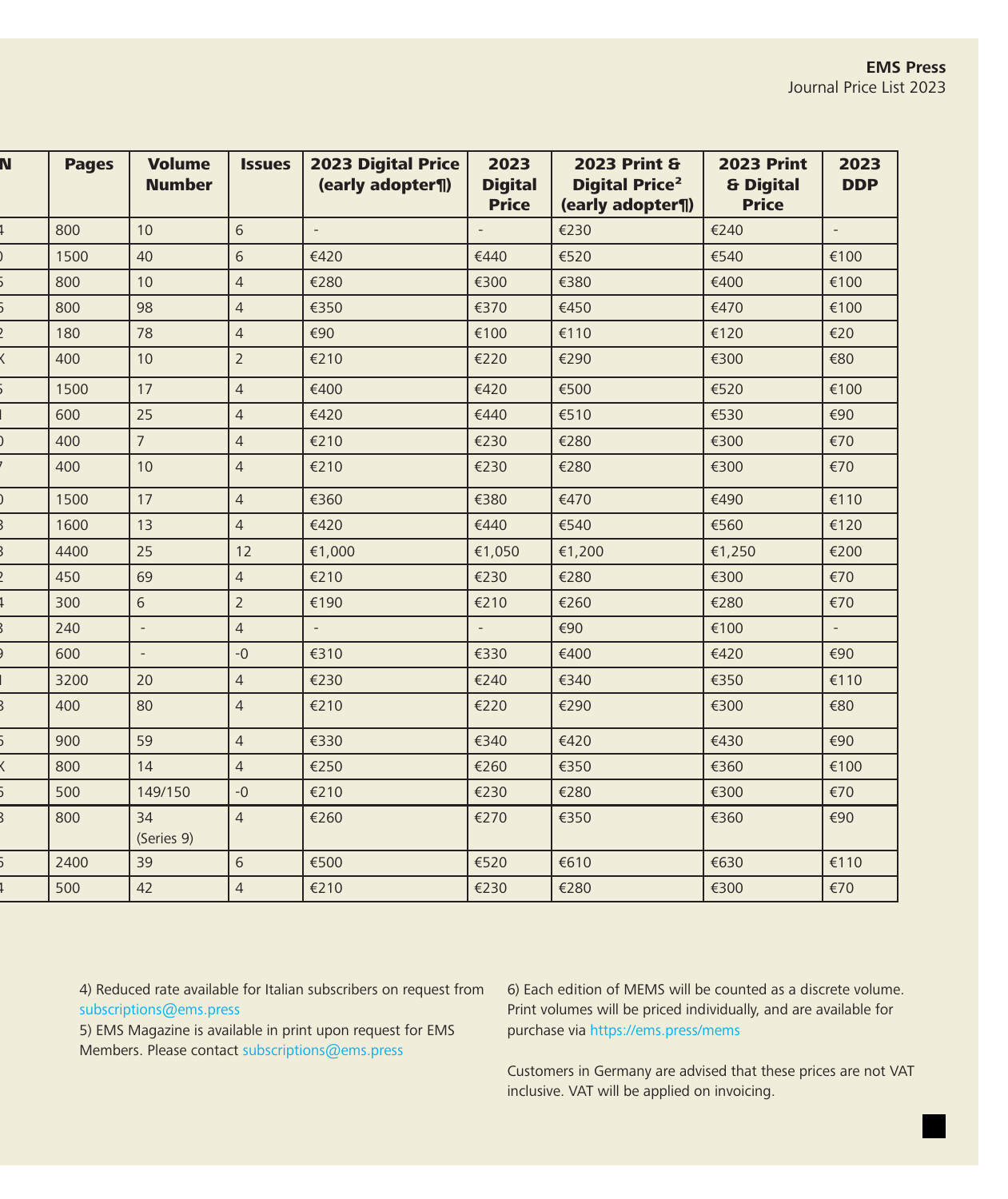| N | Pages | Volume Number | Issues | 2023 Digital Price (early adopter¶) | 2023 Digital Price | 2023 Print & Digital Price² (early adopter¶) | 2023 Print & Digital Price | 2023 DDP |
|---|---|---|---|---|---|---|---|---|
| 4 | 800 | 10 | 6 | - | - | €230 | €240 | - |
| 0 | 1500 | 40 | 6 | €420 | €440 | €520 | €540 | €100 |
| 5 | 800 | 10 | 4 | €280 | €300 | €380 | €400 | €100 |
| 5 | 800 | 98 | 4 | €350 | €370 | €450 | €470 | €100 |
| 2 | 180 | 78 | 4 | €90 | €100 | €110 | €120 | €20 |
| X | 400 | 10 | 2 | €210 | €220 | €290 | €300 | €80 |
| 5 | 1500 | 17 | 4 | €400 | €420 | €500 | €520 | €100 |
| 1 | 600 | 25 | 4 | €420 | €440 | €510 | €530 | €90 |
| 0 | 400 | 7 | 4 | €210 | €230 | €280 | €300 | €70 |
| 7 | 400 | 10 | 4 | €210 | €230 | €280 | €300 | €70 |
| 0 | 1500 | 17 | 4 | €360 | €380 | €470 | €490 | €110 |
| 3 | 1600 | 13 | 4 | €420 | €440 | €540 | €560 | €120 |
| 3 | 4400 | 25 | 12 | €1,000 | €1,050 | €1,200 | €1,250 | €200 |
| 2 | 450 | 69 | 4 | €210 | €230 | €280 | €300 | €70 |
| 4 | 300 | 6 | 2 | €190 | €210 | €260 | €280 | €70 |
| 3 | 240 | - | 4 | - | - | €90 | €100 | - |
| 9 | 600 | - | -0 | €310 | €330 | €400 | €420 | €90 |
| 1 | 3200 | 20 | 4 | €230 | €240 | €340 | €350 | €110 |
| 3 | 400 | 80 | 4 | €210 | €220 | €290 | €300 | €80 |
| 5 | 900 | 59 | 4 | €330 | €340 | €420 | €430 | €90 |
| X | 800 | 14 | 4 | €250 | €260 | €350 | €360 | €100 |
| 5 | 500 | 149/150 | -0 | €210 | €230 | €280 | €300 | €70 |
| 3 | 800 | 34 (Series 9) | 4 | €260 | €270 | €350 | €360 | €90 |
| 5 | 2400 | 39 | 6 | €500 | €520 | €610 | €630 | €110 |
| 4 | 500 | 42 | 4 | €210 | €230 | €280 | €300 | €70 |

4) Reduced rate available for Italian subscribers on request from subscriptions@ems.press

5) EMS Magazine is available in print upon request for EMS Members. Please contact subscriptions@ems.press

6) Each edition of MEMS will be counted as a discrete volume. Print volumes will be priced individually, and are available for purchase via https://ems.press/mems

Customers in Germany are advised that these prices are not VAT inclusive. VAT will be applied on invoicing.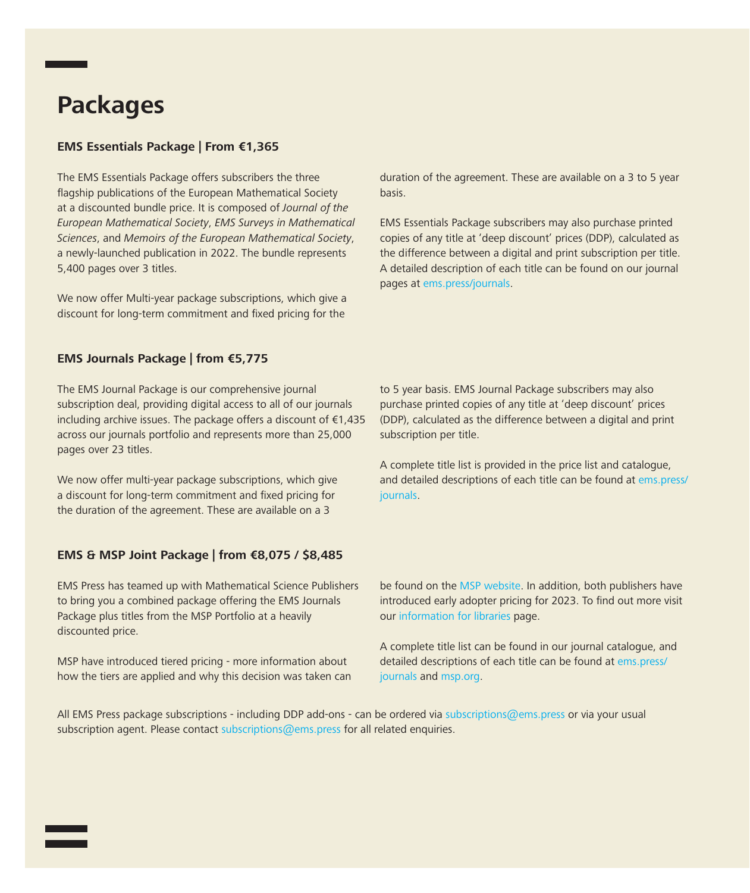# Packages

### EMS Essentials Package | From €1,365

The EMS Essentials Package offers subscribers the three flagship publications of the European Mathematical Society at a discounted bundle price. It is composed of *Journal of the European Mathematical Society*, *EMS Surveys in Mathematical Sciences*, and *Memoirs of the European Mathematical Society*, a newly-launched publication in 2022. The bundle represents 5,400 pages over 3 titles.

We now offer Multi-year package subscriptions, which give a discount for long-term commitment and fixed pricing for the duration of the agreement. These are available on a 3 to 5 year basis.

EMS Essentials Package subscribers may also purchase printed copies of any title at 'deep discount' prices (DDP), calculated as the difference between a digital and print subscription per title. A detailed description of each title can be found on our journal pages at ems.press/journals.

### EMS Journals Package | from €5,775

The EMS Journal Package is our comprehensive journal subscription deal, providing digital access to all of our journals including archive issues. The package offers a discount of €1,435 across our journals portfolio and represents more than 25,000 pages over 23 titles.

We now offer multi-year package subscriptions, which give a discount for long-term commitment and fixed pricing for the duration of the agreement. These are available on a 3 to 5 year basis. EMS Journal Package subscribers may also purchase printed copies of any title at 'deep discount' prices (DDP), calculated as the difference between a digital and print subscription per title.

A complete title list is provided in the price list and catalogue, and detailed descriptions of each title can be found at ems.press/journals.

### EMS & MSP Joint Package | from €8,075 / $8,485

EMS Press has teamed up with Mathematical Science Publishers to bring you a combined package offering the EMS Journals Package plus titles from the MSP Portfolio at a heavily discounted price.

MSP have introduced tiered pricing - more information about how the tiers are applied and why this decision was taken can be found on the MSP website. In addition, both publishers have introduced early adopter pricing for 2023. To find out more visit our information for libraries page.

A complete title list can be found in our journal catalogue, and detailed descriptions of each title can be found at ems.press/journals and msp.org.

All EMS Press package subscriptions - including DDP add-ons - can be ordered via subscriptions@ems.press or via your usual subscription agent. Please contact subscriptions@ems.press for all related enquiries.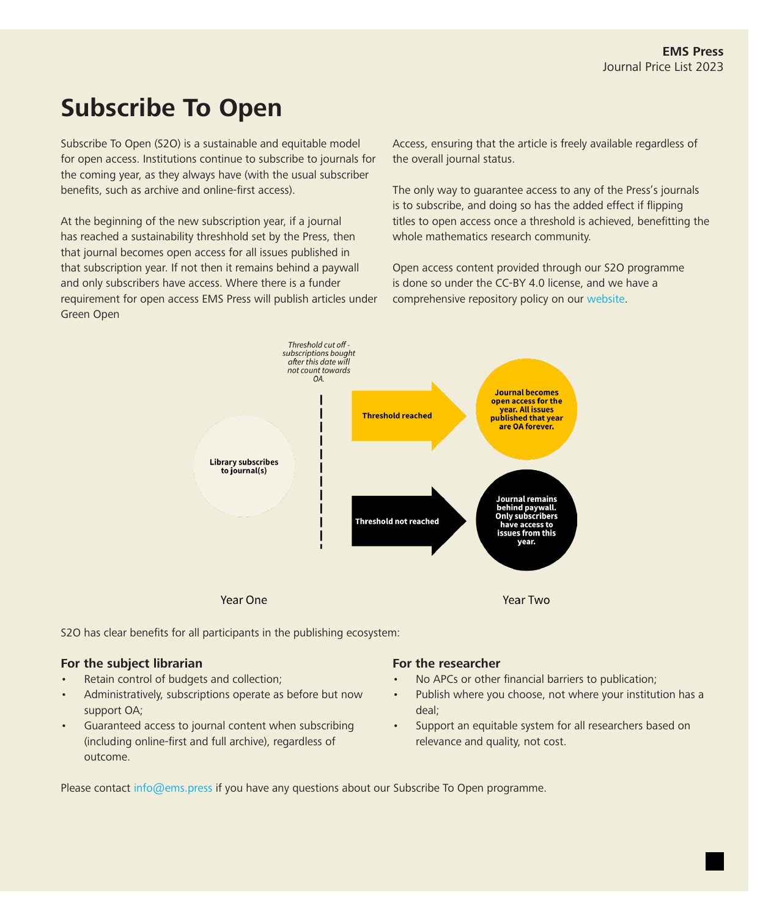# Subscribe To Open

Subscribe To Open (S2O) is a sustainable and equitable model for open access. Institutions continue to subscribe to journals for the coming year, as they always have (with the usual subscriber benefits, such as archive and online-first access).

At the beginning of the new subscription year, if a journal has reached a sustainability threshhold set by the Press, then that journal becomes open access for all issues published in that subscription year. If not then it remains behind a paywall and only subscribers have access. Where there is a funder requirement for open access EMS Press will publish articles under Green Open Access, ensuring that the article is freely available regardless of the overall journal status.

The only way to guarantee access to any of the Press's journals is to subscribe, and doing so has the added effect if flipping titles to open access once a threshold is achieved, benefitting the whole mathematics research community.

Open access content provided through our S2O programme is done so under the CC-BY 4.0 license, and we have a comprehensive repository policy on our website.

*Threshold cut off - subscriptions bought after this date will not count towards OA.*

**Library subscribes to journal(s)**

**Threshold reached** → **Journal becomes open access for the year. All issues published that year are OA forever.**

**Threshold not reached** → **Journal remains behind paywall. Only subscribers have access to issues from this year.**

Year One — Year Two

S2O has clear benefits for all participants in the publishing ecosystem:

### For the subject librarian

- Retain control of budgets and collection;
- Administratively, subscriptions operate as before but now support OA;
- Guaranteed access to journal content when subscribing (including online-first and full archive), regardless of outcome.

### For the researcher

- No APCs or other financial barriers to publication;
- Publish where you choose, not where your institution has a deal;
- Support an equitable system for all researchers based on relevance and quality, not cost.

Please contact info@ems.press if you have any questions about our Subscribe To Open programme.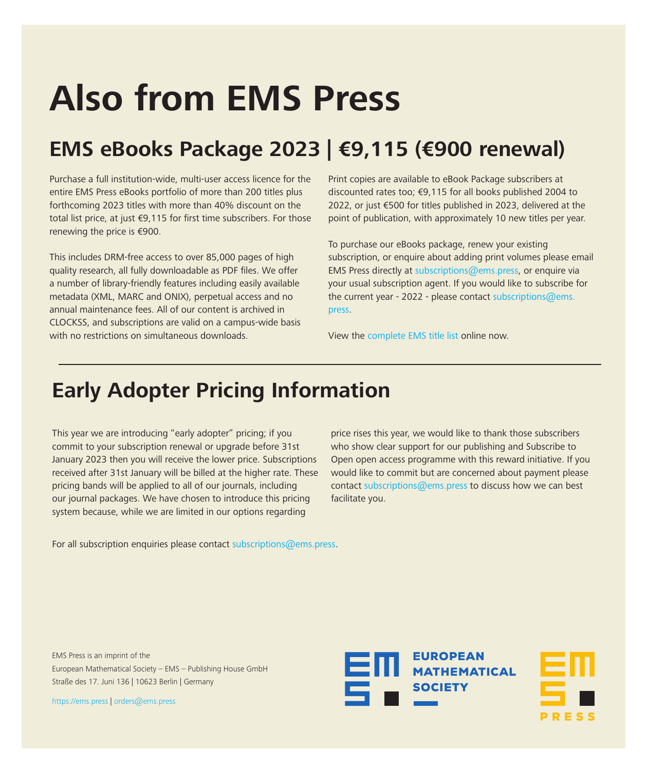# Also from EMS Press

## EMS eBooks Package 2023 | €9,115 (€900 renewal)

Purchase a full institution-wide, multi-user access licence for the entire EMS Press eBooks portfolio of more than 200 titles plus forthcoming 2023 titles with more than 40% discount on the total list price, at just €9,115 for first time subscribers. For those renewing the price is €900.

This includes DRM-free access to over 85,000 pages of high quality research, all fully downloadable as PDF files. We offer a number of library-friendly features including easily available metadata (XML, MARC and ONIX), perpetual access and no annual maintenance fees. All of our content is archived in CLOCKSS, and subscriptions are valid on a campus-wide basis with no restrictions on simultaneous downloads.

Print copies are available to eBook Package subscribers at discounted rates too; €9,115 for all books published 2004 to 2022, or just €500 for titles published in 2023, delivered at the point of publication, with approximately 10 new titles per year.

To purchase our eBooks package, renew your existing subscription, or enquire about adding print volumes please email EMS Press directly at subscriptions@ems.press, or enquire via your usual subscription agent. If you would like to subscribe for the current year - 2022 - please contact subscriptions@ems.press.

View the complete EMS title list online now.

---

## Early Adopter Pricing Information

This year we are introducing "early adopter" pricing; if you commit to your subscription renewal or upgrade before 31st January 2023 then you will receive the lower price. Subscriptions received after 31st January will be billed at the higher rate. These pricing bands will be applied to all of our journals, including our journal packages. We have chosen to introduce this pricing system because, while we are limited in our options regarding price rises this year, we would like to thank those subscribers who show clear support for our publishing and Subscribe to Open open access programme with this reward initiative. If you would like to commit but are concerned about payment please contact subscriptions@ems.press to discuss how we can best facilitate you.

For all subscription enquiries please contact subscriptions@ems.press.

EMS Press is an imprint of the
European Mathematical Society – EMS – Publishing House GmbH
Straße des 17. Juni 136 | 10623 Berlin | Germany

https://ems.press | orders@ems.press

EUROPEAN MATHEMATICAL SOCIETY

EMS PRESS